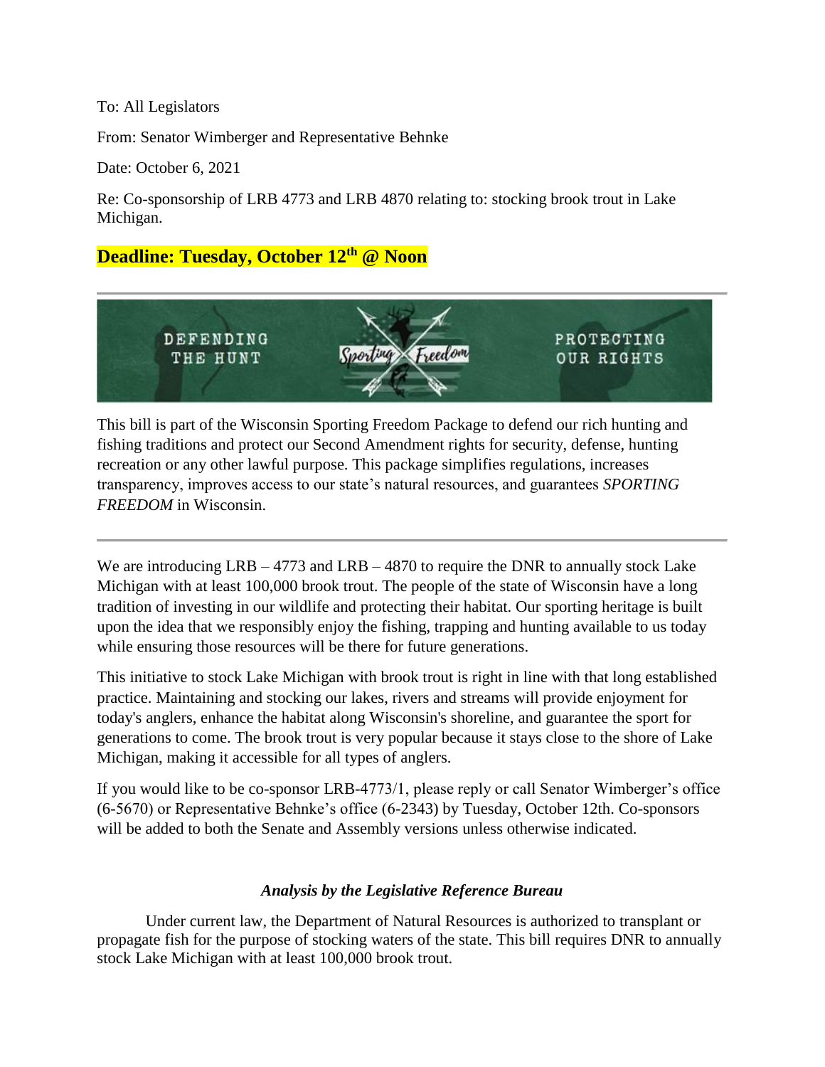To: All Legislators

From: Senator Wimberger and Representative Behnke

Date: October 6, 2021

Re: Co-sponsorship of LRB 4773 and LRB 4870 relating to: stocking brook trout in Lake Michigan.

**Deadline: Tuesday, October 12th @ Noon**

---

DEFENDING THE HUNT — Sporting Freedom — PROTECTING OUR RIGHTS

This bill is part of the Wisconsin Sporting Freedom Package to defend our rich hunting and fishing traditions and protect our Second Amendment rights for security, defense, hunting recreation or any other lawful purpose. This package simplifies regulations, increases transparency, improves access to our state's natural resources, and guarantees *SPORTING FREEDOM* in Wisconsin.

---

We are introducing LRB – 4773 and LRB – 4870 to require the DNR to annually stock Lake Michigan with at least 100,000 brook trout. The people of the state of Wisconsin have a long tradition of investing in our wildlife and protecting their habitat. Our sporting heritage is built upon the idea that we responsibly enjoy the fishing, trapping and hunting available to us today while ensuring those resources will be there for future generations.

This initiative to stock Lake Michigan with brook trout is right in line with that long established practice. Maintaining and stocking our lakes, rivers and streams will provide enjoyment for today's anglers, enhance the habitat along Wisconsin's shoreline, and guarantee the sport for generations to come. The brook trout is very popular because it stays close to the shore of Lake Michigan, making it accessible for all types of anglers.

If you would like to be co-sponsor LRB-4773/1, please reply or call Senator Wimberger's office (6-5670) or Representative Behnke's office (6-2343) by Tuesday, October 12th. Co-sponsors will be added to both the Senate and Assembly versions unless otherwise indicated.

***Analysis by the Legislative Reference Bureau***

Under current law, the Department of Natural Resources is authorized to transplant or propagate fish for the purpose of stocking waters of the state. This bill requires DNR to annually stock Lake Michigan with at least 100,000 brook trout.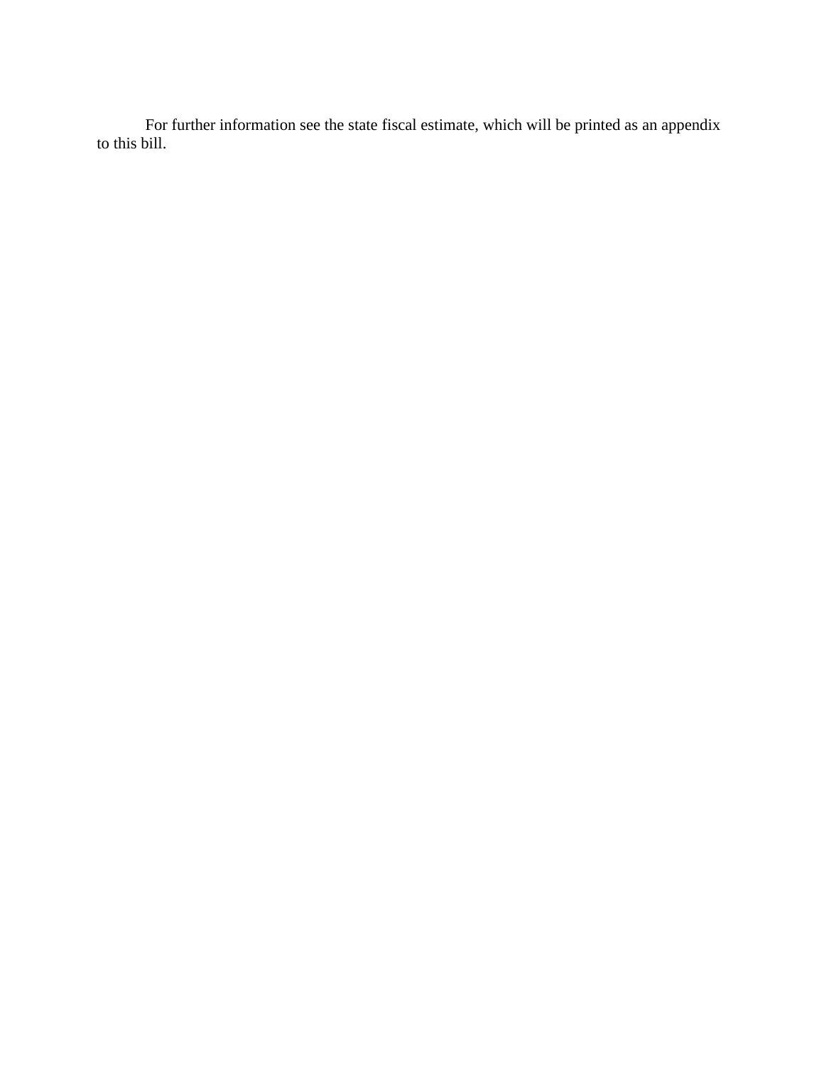For further information see the state fiscal estimate, which will be printed as an appendix to this bill.